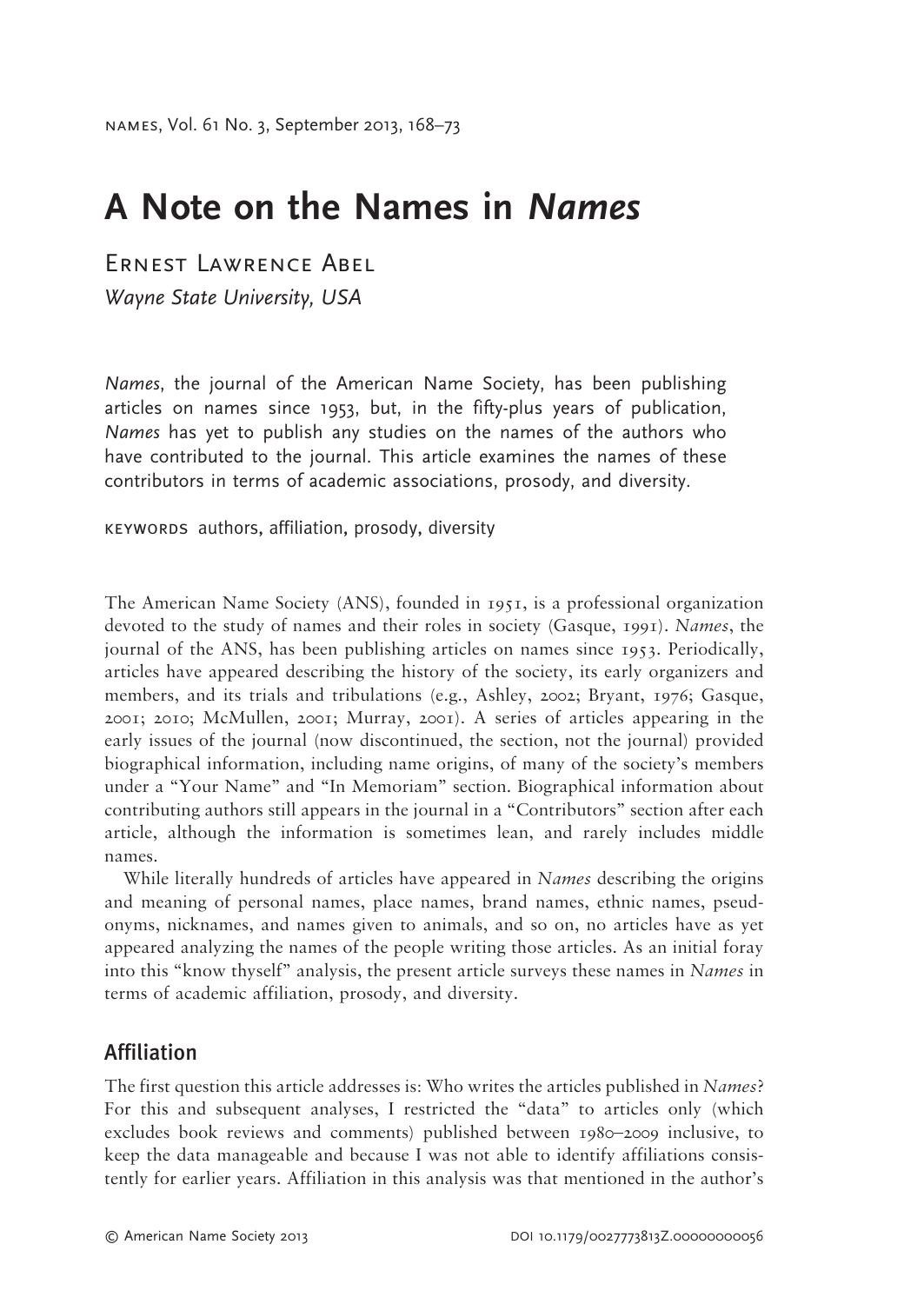# A Note on the Names in *Names*

Ernest Lawrence Abel

*Wayne State University, USA*

*Names*, the journal of the American Name Society, has been publishing articles on names since 1953, but, in the fifty-plus years of publication, *Names* has yet to publish any studies on the names of the authors who have contributed to the journal. This article examines the names of these contributors in terms of academic associations, prosody, and diversity.

KEYWORDS authors, affiliation, prosody, diversity

The American Name Society (ANS), founded in 1951, is a professional organization devoted to the study of names and their roles in society (Gasque, 1991). *Names*, the journal of the ANS, has been publishing articles on names since 1953. Periodically, articles have appeared describing the history of the society, its early organizers and members, and its trials and tribulations (e.g., Ashley, 2002; Bryant, 1976; Gasque, 2001; 2010; McMullen, 2001; Murray, 2001). A series of articles appearing in the early issues of the journal (now discontinued, the section, not the journal) provided biographical information, including name origins, of many of the society's members under a "Your Name" and "In Memoriam" section. Biographical information about contributing authors still appears in the journal in a "Contributors" section after each article, although the information is sometimes lean, and rarely includes middle names.

While literally hundreds of articles have appeared in *Names* describing the origins and meaning of personal names, place names, brand names, ethnic names, pseudonyms, nicknames, and names given to animals, and so on, no articles have as yet appeared analyzing the names of the people writing those articles. As an initial foray into this "know thyself" analysis, the present article surveys these names in *Names* in terms of academic affiliation, prosody, and diversity.

## Affiliation

The first question this article addresses is: Who writes the articles published in *Names*? For this and subsequent analyses, I restricted the "data" to articles only (which excludes book reviews and comments) published between 1980–2009 inclusive, to keep the data manageable and because I was not able to identify affiliations consistently for earlier years. Affiliation in this analysis was that mentioned in the author's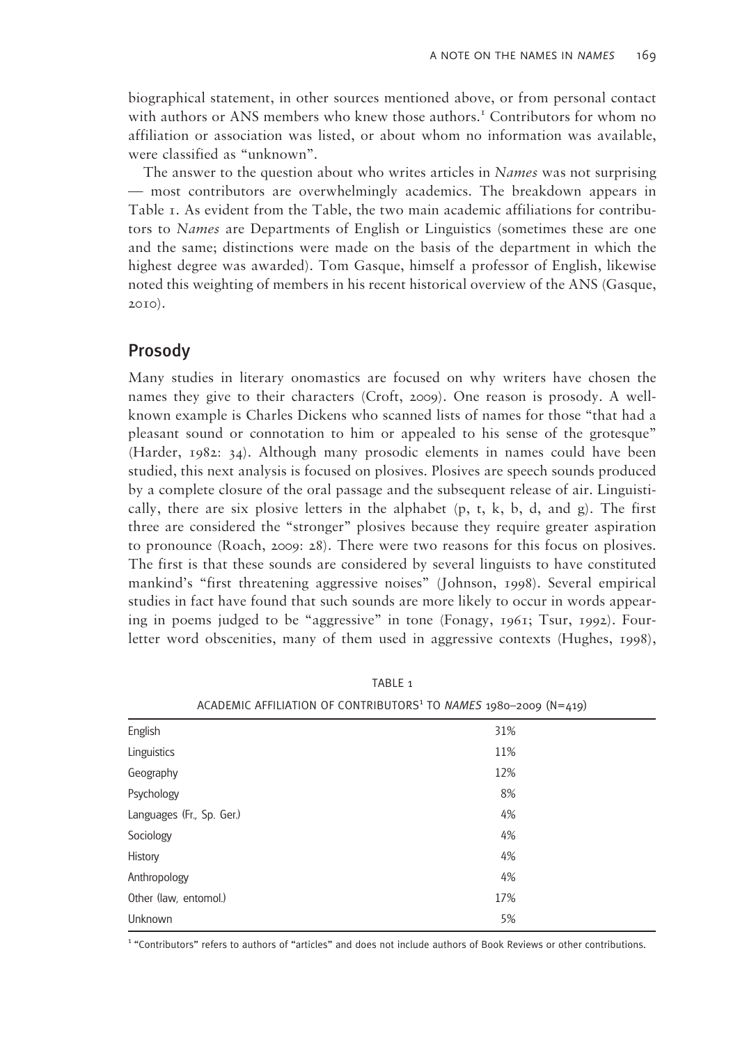biographical statement, in other sources mentioned above, or from personal contact with authors or ANS members who knew those authors.[1] Contributors for whom no affiliation or association was listed, or about whom no information was available, were classified as "unknown".

The answer to the question about who writes articles in *Names* was not surprising — most contributors are overwhelmingly academics. The breakdown appears in Table 1. As evident from the Table, the two main academic affiliations for contributors to *Names* are Departments of English or Linguistics (sometimes these are one and the same; distinctions were made on the basis of the department in which the highest degree was awarded). Tom Gasque, himself a professor of English, likewise noted this weighting of members in his recent historical overview of the ANS (Gasque, 2010).

## Prosody

Many studies in literary onomastics are focused on why writers have chosen the names they give to their characters (Croft, 2009). One reason is prosody. A well-known example is Charles Dickens who scanned lists of names for those "that had a pleasant sound or connotation to him or appealed to his sense of the grotesque" (Harder, 1982: 34). Although many prosodic elements in names could have been studied, this next analysis is focused on plosives. Plosives are speech sounds produced by a complete closure of the oral passage and the subsequent release of air. Linguistically, there are six plosive letters in the alphabet (p, t, k, b, d, and g). The first three are considered the "stronger" plosives because they require greater aspiration to pronounce (Roach, 2009: 28). There were two reasons for this focus on plosives. The first is that these sounds are considered by several linguists to have constituted mankind's "first threatening aggressive noises" (Johnson, 1998). Several empirical studies in fact have found that such sounds are more likely to occur in words appearing in poems judged to be "aggressive" in tone (Fonagy, 1961; Tsur, 1992). Four-letter word obscenities, many of them used in aggressive contexts (Hughes, 1998),

TABLE 1

ACADEMIC AFFILIATION OF CONTRIBUTORS[1] TO *NAMES* 1980–2009 (N=419)

| | |
|---|---|
| English | 31% |
| Linguistics | 11% |
| Geography | 12% |
| Psychology | 8% |
| Languages (Fr., Sp. Ger.) | 4% |
| Sociology | 4% |
| History | 4% |
| Anthropology | 4% |
| Other (law, entomol.) | 17% |
| Unknown | 5% |

[1] "Contributors" refers to authors of "articles" and does not include authors of Book Reviews or other contributions.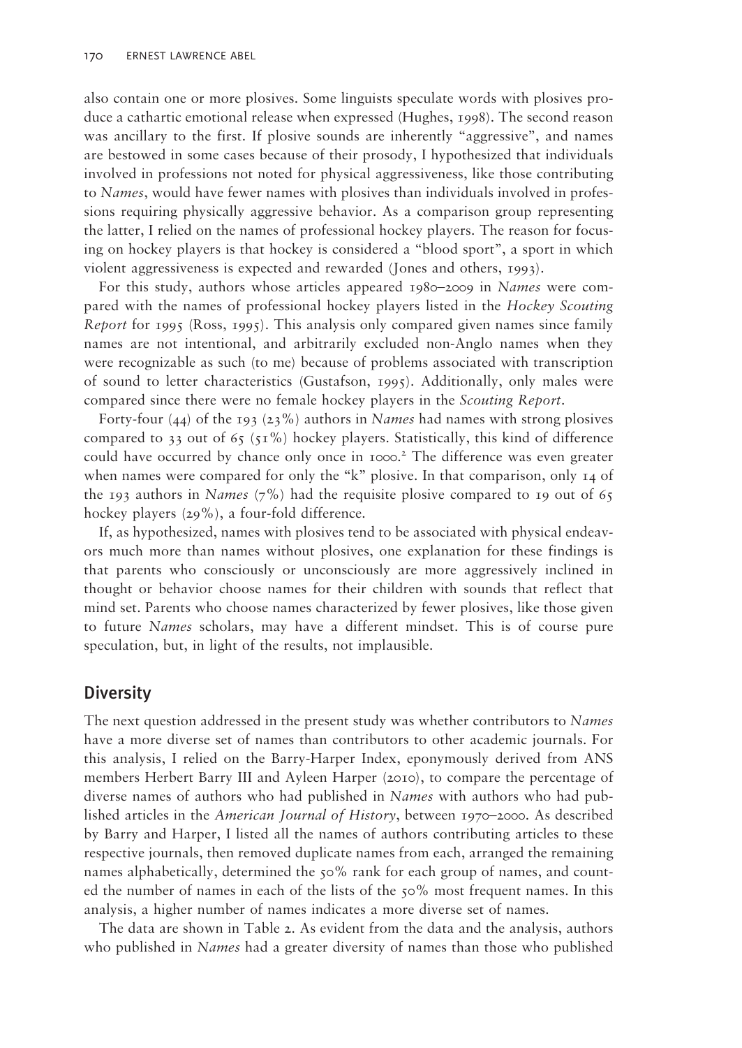also contain one or more plosives. Some linguists speculate words with plosives produce a cathartic emotional release when expressed (Hughes, 1998). The second reason was ancillary to the first. If plosive sounds are inherently "aggressive", and names are bestowed in some cases because of their prosody, I hypothesized that individuals involved in professions not noted for physical aggressiveness, like those contributing to *Names*, would have fewer names with plosives than individuals involved in professions requiring physically aggressive behavior. As a comparison group representing the latter, I relied on the names of professional hockey players. The reason for focusing on hockey players is that hockey is considered a "blood sport", a sport in which violent aggressiveness is expected and rewarded (Jones and others, 1993).

For this study, authors whose articles appeared 1980–2009 in *Names* were compared with the names of professional hockey players listed in the *Hockey Scouting Report* for 1995 (Ross, 1995). This analysis only compared given names since family names are not intentional, and arbitrarily excluded non-Anglo names when they were recognizable as such (to me) because of problems associated with transcription of sound to letter characteristics (Gustafson, 1995). Additionally, only males were compared since there were no female hockey players in the *Scouting Report*.

Forty-four (44) of the 193 (23%) authors in *Names* had names with strong plosives compared to 33 out of 65 (51%) hockey players. Statistically, this kind of difference could have occurred by chance only once in 1000.[2] The difference was even greater when names were compared for only the "k" plosive. In that comparison, only 14 of the 193 authors in *Names* (7%) had the requisite plosive compared to 19 out of 65 hockey players (29%), a four-fold difference.

If, as hypothesized, names with plosives tend to be associated with physical endeavors much more than names without plosives, one explanation for these findings is that parents who consciously or unconsciously are more aggressively inclined in thought or behavior choose names for their children with sounds that reflect that mind set. Parents who choose names characterized by fewer plosives, like those given to future *Names* scholars, may have a different mindset. This is of course pure speculation, but, in light of the results, not implausible.

## Diversity

The next question addressed in the present study was whether contributors to *Names* have a more diverse set of names than contributors to other academic journals. For this analysis, I relied on the Barry-Harper Index, eponymously derived from ANS members Herbert Barry III and Ayleen Harper (2010), to compare the percentage of diverse names of authors who had published in *Names* with authors who had published articles in the *American Journal of History*, between 1970–2000. As described by Barry and Harper, I listed all the names of authors contributing articles to these respective journals, then removed duplicate names from each, arranged the remaining names alphabetically, determined the 50% rank for each group of names, and counted the number of names in each of the lists of the 50% most frequent names. In this analysis, a higher number of names indicates a more diverse set of names.

The data are shown in Table 2. As evident from the data and the analysis, authors who published in *Names* had a greater diversity of names than those who published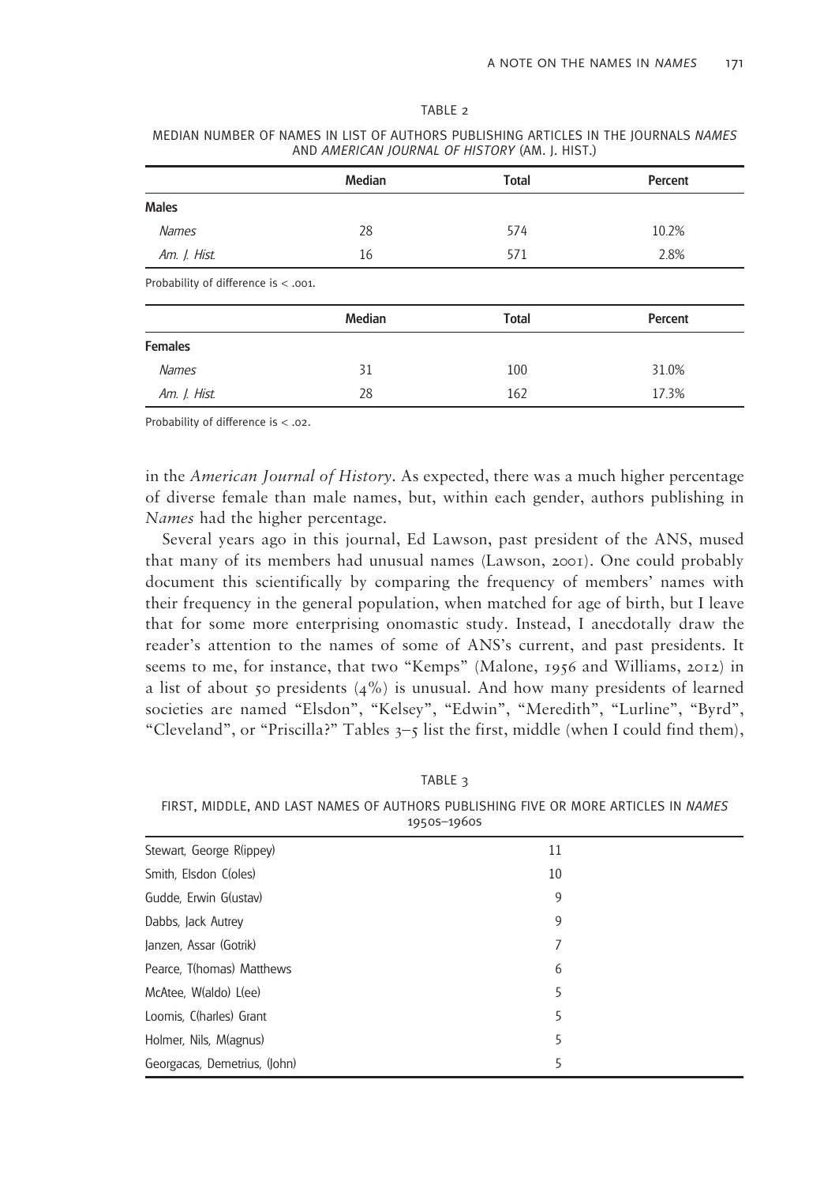TABLE 2

MEDIAN NUMBER OF NAMES IN LIST OF AUTHORS PUBLISHING ARTICLES IN THE JOURNALS *NAMES* AND *AMERICAN JOURNAL OF HISTORY* (AM. J. HIST.)

| | Median | Total | Percent |
|---|---|---|---|
| **Males** | | | |
| *Names* | 28 | 574 | 10.2% |
| *Am. J. Hist.* | 16 | 571 | 2.8% |

Probability of difference is < .001.

| | Median | Total | Percent |
|---|---|---|---|
| **Females** | | | |
| *Names* | 31 | 100 | 31.0% |
| *Am. J. Hist.* | 28 | 162 | 17.3% |

Probability of difference is < .02.

in the *American Journal of History*. As expected, there was a much higher percentage of diverse female than male names, but, within each gender, authors publishing in *Names* had the higher percentage.

Several years ago in this journal, Ed Lawson, past president of the ANS, mused that many of its members had unusual names (Lawson, 2001). One could probably document this scientifically by comparing the frequency of members' names with their frequency in the general population, when matched for age of birth, but I leave that for some more enterprising onomastic study. Instead, I anecdotally draw the reader's attention to the names of some of ANS's current, and past presidents. It seems to me, for instance, that two "Kemps" (Malone, 1956 and Williams, 2012) in a list of about 50 presidents (4%) is unusual. And how many presidents of learned societies are named "Elsdon", "Kelsey", "Edwin", "Meredith", "Lurline", "Byrd", "Cleveland", or "Priscilla?" Tables 3–5 list the first, middle (when I could find them),

TABLE 3

FIRST, MIDDLE, AND LAST NAMES OF AUTHORS PUBLISHING FIVE OR MORE ARTICLES IN *NAMES* 1950s–1960s

| | |
|---|---|
| Stewart, George R(ippey) | 11 |
| Smith, Elsdon C(oles) | 10 |
| Gudde, Erwin G(ustav) | 9 |
| Dabbs, Jack Autrey | 9 |
| Janzen, Assar (Gotrik) | 7 |
| Pearce, T(homas) Matthews | 6 |
| McAtee, W(aldo) L(ee) | 5 |
| Loomis, C(harles) Grant | 5 |
| Holmer, Nils, M(agnus) | 5 |
| Georgacas, Demetrius, (John) | 5 |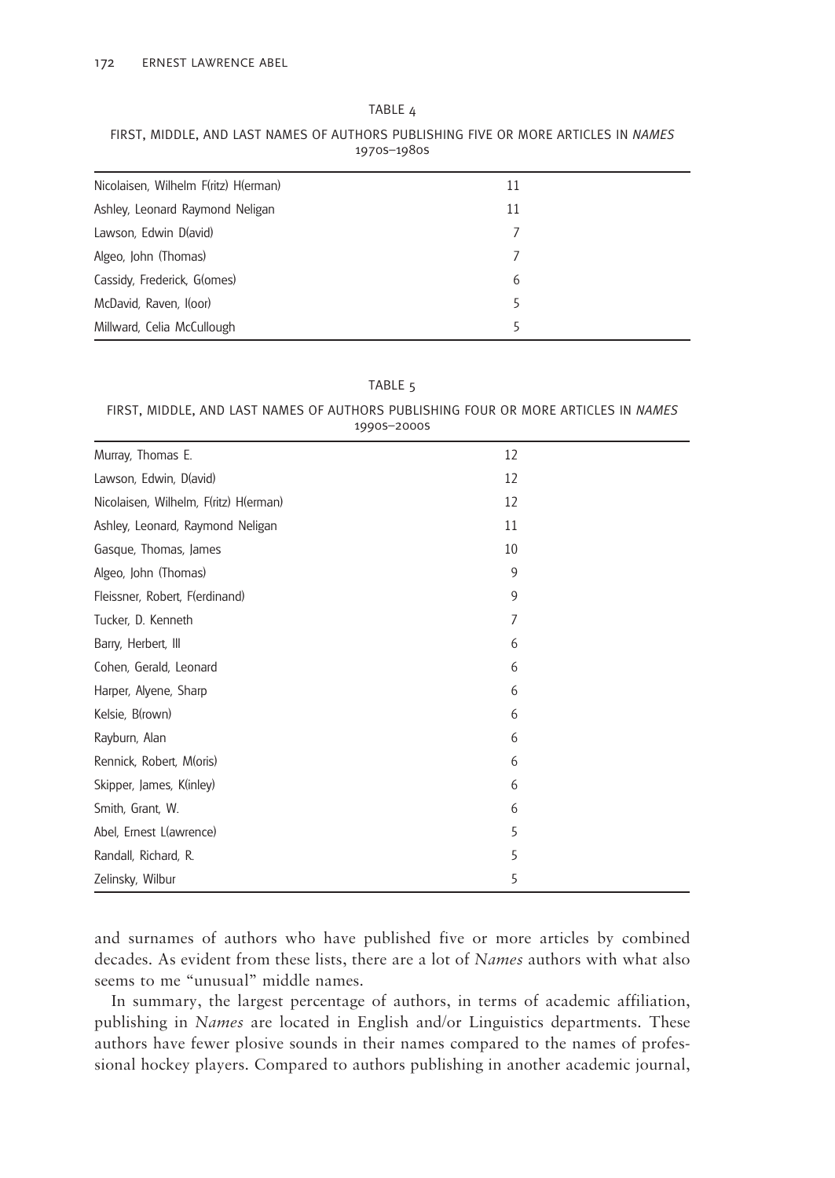TABLE 4

FIRST, MIDDLE, AND LAST NAMES OF AUTHORS PUBLISHING FIVE OR MORE ARTICLES IN *NAMES* 1970S–1980S

| | |
|---|---|
| Nicolaisen, Wilhelm F(ritz) H(erman) | 11 |
| Ashley, Leonard Raymond Neligan | 11 |
| Lawson, Edwin D(avid) | 7 |
| Algeo, John (Thomas) | 7 |
| Cassidy, Frederick, G(omes) | 6 |
| McDavid, Raven, I(oor) | 5 |
| Millward, Celia McCullough | 5 |

TABLE 5

FIRST, MIDDLE, AND LAST NAMES OF AUTHORS PUBLISHING FOUR OR MORE ARTICLES IN *NAMES* 1990S–2000S

| | |
|---|---|
| Murray, Thomas E. | 12 |
| Lawson, Edwin, D(avid) | 12 |
| Nicolaisen, Wilhelm, F(ritz) H(erman) | 12 |
| Ashley, Leonard, Raymond Neligan | 11 |
| Gasque, Thomas, James | 10 |
| Algeo, John (Thomas) | 9 |
| Fleissner, Robert, F(erdinand) | 9 |
| Tucker, D. Kenneth | 7 |
| Barry, Herbert, III | 6 |
| Cohen, Gerald, Leonard | 6 |
| Harper, Alyene, Sharp | 6 |
| Kelsie, B(rown) | 6 |
| Rayburn, Alan | 6 |
| Rennick, Robert, M(oris) | 6 |
| Skipper, James, K(inley) | 6 |
| Smith, Grant, W. | 6 |
| Abel, Ernest L(awrence) | 5 |
| Randall, Richard, R. | 5 |
| Zelinsky, Wilbur | 5 |

and surnames of authors who have published five or more articles by combined decades. As evident from these lists, there are a lot of *Names* authors with what also seems to me "unusual" middle names.

In summary, the largest percentage of authors, in terms of academic affiliation, publishing in *Names* are located in English and/or Linguistics departments. These authors have fewer plosive sounds in their names compared to the names of professional hockey players. Compared to authors publishing in another academic journal,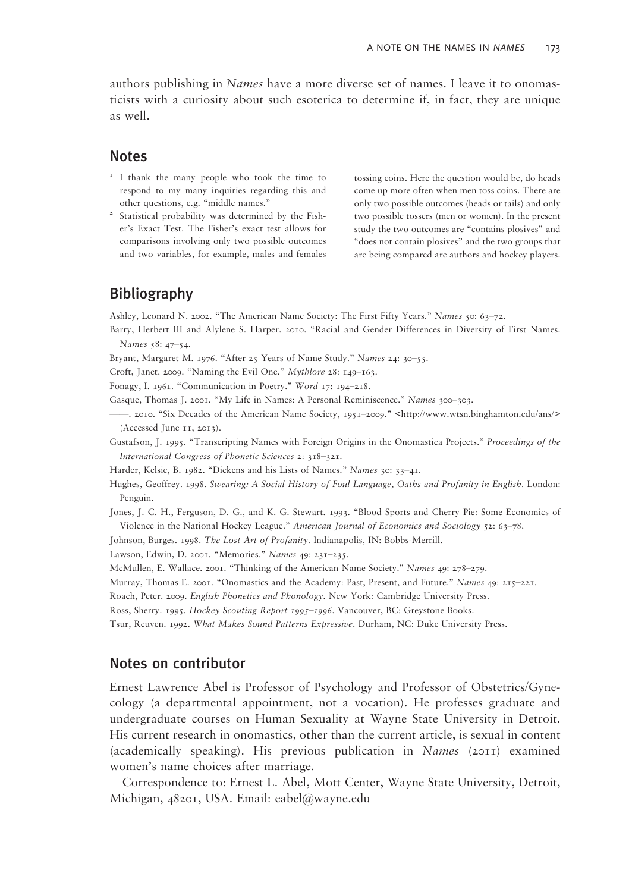authors publishing in *Names* have a more diverse set of names. I leave it to onomasticists with a curiosity about such esoterica to determine if, in fact, they are unique as well.

## Notes

[1] I thank the many people who took the time to respond to my many inquiries regarding this and other questions, e.g. "middle names."

[2] Statistical probability was determined by the Fisher's Exact Test. The Fisher's exact test allows for comparisons involving only two possible outcomes and two variables, for example, males and females tossing coins. Here the question would be, do heads come up more often when men toss coins. There are only two possible outcomes (heads or tails) and only two possible tossers (men or women). In the present study the two outcomes are "contains plosives" and "does not contain plosives" and the two groups that are being compared are authors and hockey players.

## Bibliography

Ashley, Leonard N. 2002. "The American Name Society: The First Fifty Years." *Names* 50: 63–72.

Barry, Herbert III and Alylene S. Harper. 2010. "Racial and Gender Differences in Diversity of First Names. *Names* 58: 47–54.

Bryant, Margaret M. 1976. "After 25 Years of Name Study." *Names* 24: 30–55.

Croft, Janet. 2009. "Naming the Evil One." *Mythlore* 28: 149–163.

Fonagy, I. 1961. "Communication in Poetry." *Word* 17: 194–218.

Gasque, Thomas J. 2001. "My Life in Names: A Personal Reminiscence." *Names* 300–303.

——. 2010. "Six Decades of the American Name Society, 1951–2009." <http://www.wtsn.binghamton.edu/ans/> (Accessed June 11, 2013).

Gustafson, J. 1995. "Transcripting Names with Foreign Origins in the Onomastica Projects." *Proceedings of the International Congress of Phonetic Sciences* 2: 318–321.

Harder, Kelsie, B. 1982. "Dickens and his Lists of Names." *Names* 30: 33–41.

Hughes, Geoffrey. 1998. *Swearing: A Social History of Foul Language, Oaths and Profanity in English*. London: Penguin.

Jones, J. C. H., Ferguson, D. G., and K. G. Stewart. 1993. "Blood Sports and Cherry Pie: Some Economics of Violence in the National Hockey League." *American Journal of Economics and Sociology* 52: 63–78.

Johnson, Burges. 1998. *The Lost Art of Profanity*. Indianapolis, IN: Bobbs-Merrill.

Lawson, Edwin, D. 2001. "Memories." *Names* 49: 231–235.

McMullen, E. Wallace. 2001. "Thinking of the American Name Society." *Names* 49: 278–279.

Murray, Thomas E. 2001. "Onomastics and the Academy: Past, Present, and Future." *Names* 49: 215–221.

Roach, Peter. 2009. *English Phonetics and Phonology*. New York: Cambridge University Press.

Ross, Sherry. 1995. *Hockey Scouting Report 1995–1996*. Vancouver, BC: Greystone Books.

Tsur, Reuven. 1992. *What Makes Sound Patterns Expressive*. Durham, NC: Duke University Press.

## Notes on contributor

Ernest Lawrence Abel is Professor of Psychology and Professor of Obstetrics/Gynecology (a departmental appointment, not a vocation). He professes graduate and undergraduate courses on Human Sexuality at Wayne State University in Detroit. His current research in onomastics, other than the current article, is sexual in content (academically speaking). His previous publication in *Names* (2011) examined women's name choices after marriage.

Correspondence to: Ernest L. Abel, Mott Center, Wayne State University, Detroit, Michigan, 48201, USA. Email: eabel@wayne.edu